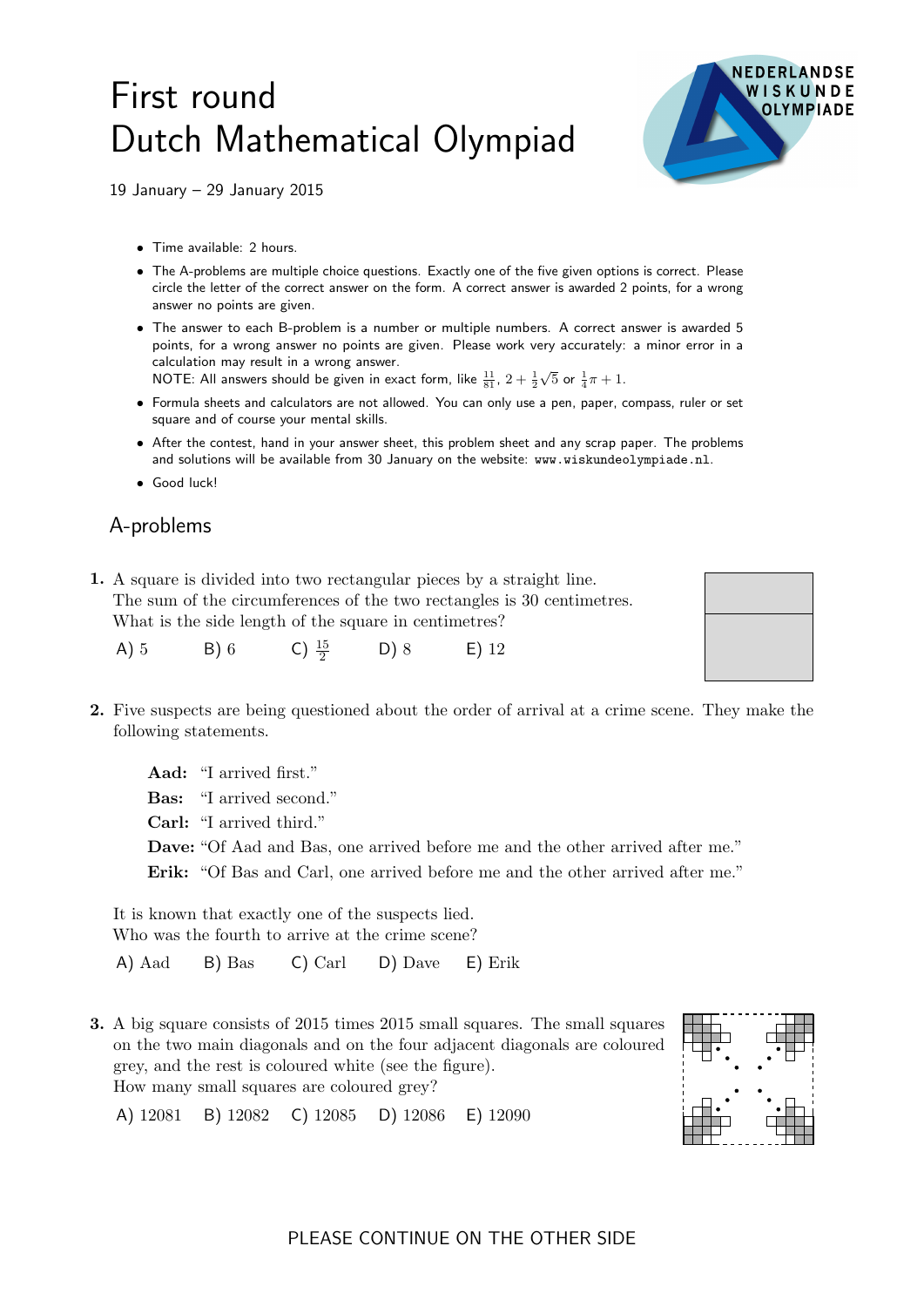# First round
# Dutch Mathematical Olympiad

19 January – 29 January 2015

- Time available: 2 hours.
- The A-problems are multiple choice questions. Exactly one of the five given options is correct. Please circle the letter of the correct answer on the form. A correct answer is awarded 2 points, for a wrong answer no points are given.
- The answer to each B-problem is a number or multiple numbers. A correct answer is awarded 5 points, for a wrong answer no points are given. Please work very accurately: a minor error in a calculation may result in a wrong answer.
  NOTE: All answers should be given in exact form, like $\frac{11}{81}$, $2 + \frac{1}{2}\sqrt{5}$ or $\frac{1}{4}\pi + 1$.
- Formula sheets and calculators are not allowed. You can only use a pen, paper, compass, ruler or set square and of course your mental skills.
- After the contest, hand in your answer sheet, this problem sheet and any scrap paper. The problems and solutions will be available from 30 January on the website: www.wiskundeolympiade.nl.
- Good luck!

## A-problems

**1.** A square is divided into two rectangular pieces by a straight line.
The sum of the circumferences of the two rectangles is 30 centimetres.
What is the side length of the square in centimetres?

A) 5   B) 6   C) $\frac{15}{2}$   D) 8   E) 12

**2.** Five suspects are being questioned about the order of arrival at a crime scene. They make the following statements.

**Aad:** "I arrived first."
**Bas:** "I arrived second."
**Carl:** "I arrived third."
**Dave:** "Of Aad and Bas, one arrived before me and the other arrived after me."
**Erik:** "Of Bas and Carl, one arrived before me and the other arrived after me."

It is known that exactly one of the suspects lied.
Who was the fourth to arrive at the crime scene?

A) Aad   B) Bas   C) Carl   D) Dave   E) Erik

**3.** A big square consists of 2015 times 2015 small squares. The small squares on the two main diagonals and on the four adjacent diagonals are coloured grey, and the rest is coloured white (see the figure).
How many small squares are coloured grey?

A) 12081   B) 12082   C) 12085   D) 12086   E) 12090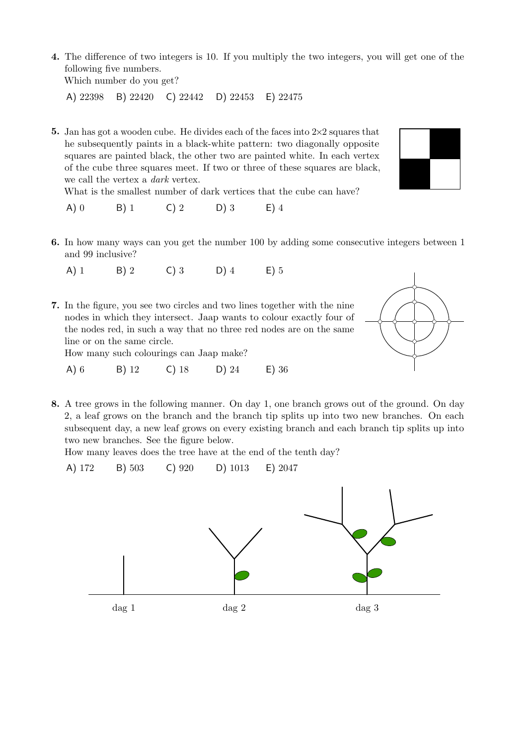**4.** The difference of two integers is 10. If you multiply the two integers, you will get one of the following five numbers.
Which number do you get?

A) 22398  B) 22420  C) 22442  D) 22453  E) 22475

**5.** Jan has got a wooden cube. He divides each of the faces into 2×2 squares that he subsequently paints in a black-white pattern: two diagonally opposite squares are painted black, the other two are painted white. In each vertex of the cube three squares meet. If two or three of these squares are black, we call the vertex a *dark* vertex.
What is the smallest number of dark vertices that the cube can have?

A) 0  B) 1  C) 2  D) 3  E) 4

**6.** In how many ways can you get the number 100 by adding some consecutive integers between 1 and 99 inclusive?

A) 1  B) 2  C) 3  D) 4  E) 5

**7.** In the figure, you see two circles and two lines together with the nine nodes in which they intersect. Jaap wants to colour exactly four of the nodes red, in such a way that no three red nodes are on the same line or on the same circle.
How many such colourings can Jaap make?

A) 6  B) 12  C) 18  D) 24  E) 36

**8.** A tree grows in the following manner. On day 1, one branch grows out of the ground. On day 2, a leaf grows on the branch and the branch tip splits up into two new branches. On each subsequent day, a new leaf grows on every existing branch and each branch tip splits up into two new branches. See the figure below.
How many leaves does the tree have at the end of the tenth day?

A) 172  B) 503  C) 920  D) 1013  E) 2047

dag 1  dag 2  dag 3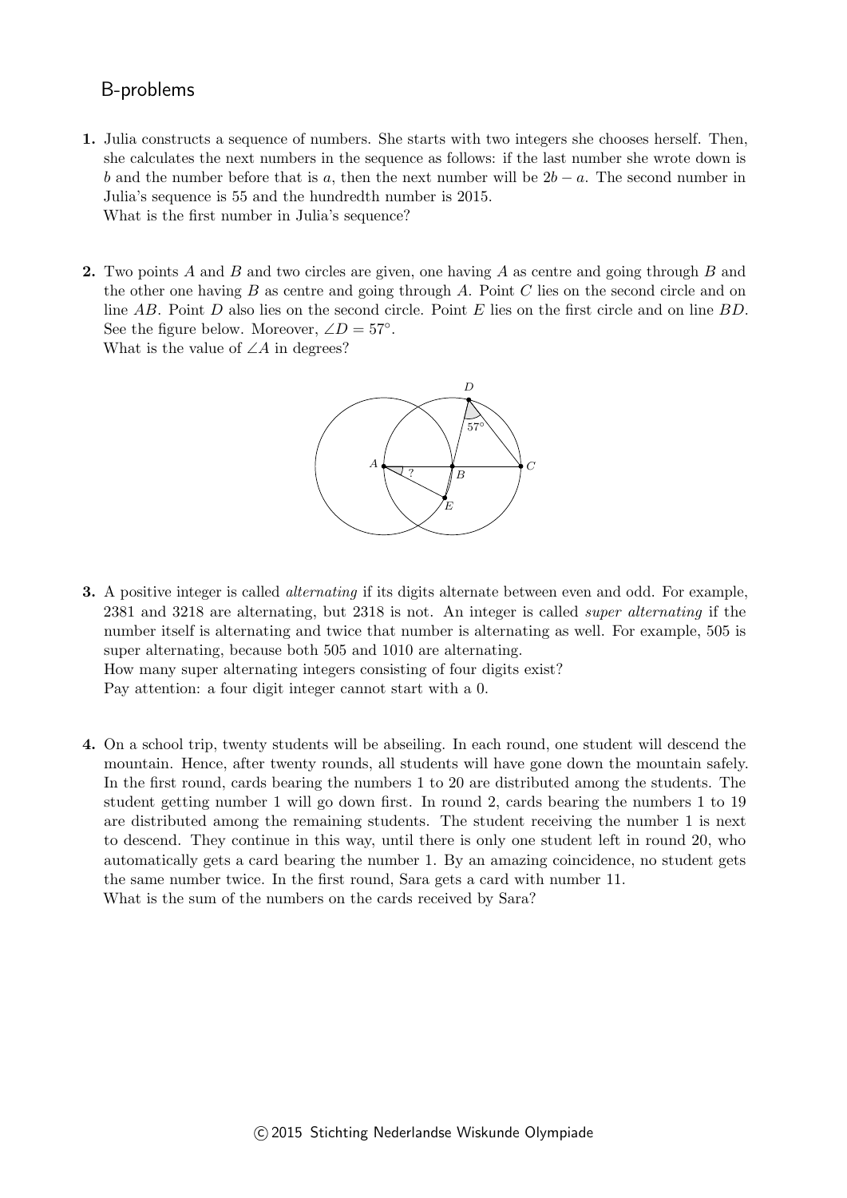## B-problems

**1.** Julia constructs a sequence of numbers. She starts with two integers she chooses herself. Then, she calculates the next numbers in the sequence as follows: if the last number she wrote down is $b$ and the number before that is $a$, then the next number will be $2b - a$. The second number in Julia's sequence is 55 and the hundredth number is 2015.
What is the first number in Julia's sequence?

**2.** Two points $A$ and $B$ and two circles are given, one having $A$ as centre and going through $B$ and the other one having $B$ as centre and going through $A$. Point $C$ lies on the second circle and on line $AB$. Point $D$ also lies on the second circle. Point $E$ lies on the first circle and on line $BD$. See the figure below. Moreover, $\angle D = 57°$.
What is the value of $\angle A$ in degrees?

D
57°
A
?
B
C
E

**3.** A positive integer is called *alternating* if its digits alternate between even and odd. For example, 2381 and 3218 are alternating, but 2318 is not. An integer is called *super alternating* if the number itself is alternating and twice that number is alternating as well. For example, 505 is super alternating, because both 505 and 1010 are alternating.
How many super alternating integers consisting of four digits exist?
Pay attention: a four digit integer cannot start with a 0.

**4.** On a school trip, twenty students will be abseiling. In each round, one student will descend the mountain. Hence, after twenty rounds, all students will have gone down the mountain safely. In the first round, cards bearing the numbers 1 to 20 are distributed among the students. The student getting number 1 will go down first. In round 2, cards bearing the numbers 1 to 19 are distributed among the remaining students. The student receiving the number 1 is next to descend. They continue in this way, until there is only one student left in round 20, who automatically gets a card bearing the number 1. By an amazing coincidence, no student gets the same number twice. In the first round, Sara gets a card with number 11.
What is the sum of the numbers on the cards received by Sara?

© 2015 Stichting Nederlandse Wiskunde Olympiade